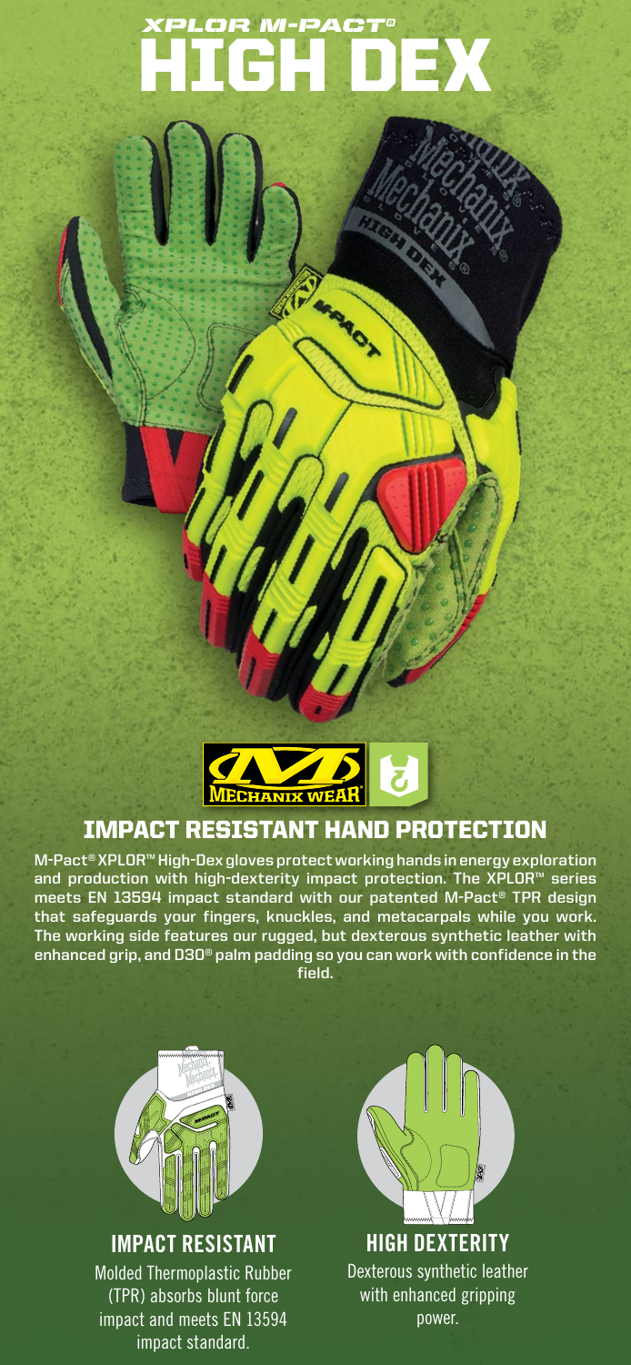# XPLOR M-PACT® HIGH DEX

## IMPACT RESISTANT HAND PROTECTION

M-Pact® XPLOR™ High-Dex gloves protect working hands in energy exploration and production with high-dexterity impact protection. The XPLOR™ series meets EN 13594 impact standard with our patented M-Pact® TPR design that safeguards your fingers, knuckles, and metacarpals while you work. The working side features our rugged, but dexterous synthetic leather with enhanced grip, and D3O® palm padding so you can work with confidence in the field.

### IMPACT RESISTANT

Molded Thermoplastic Rubber (TPR) absorbs blunt force impact and meets EN 13594 impact standard.

### HIGH DEXTERITY

Dexterous synthetic leather with enhanced gripping power.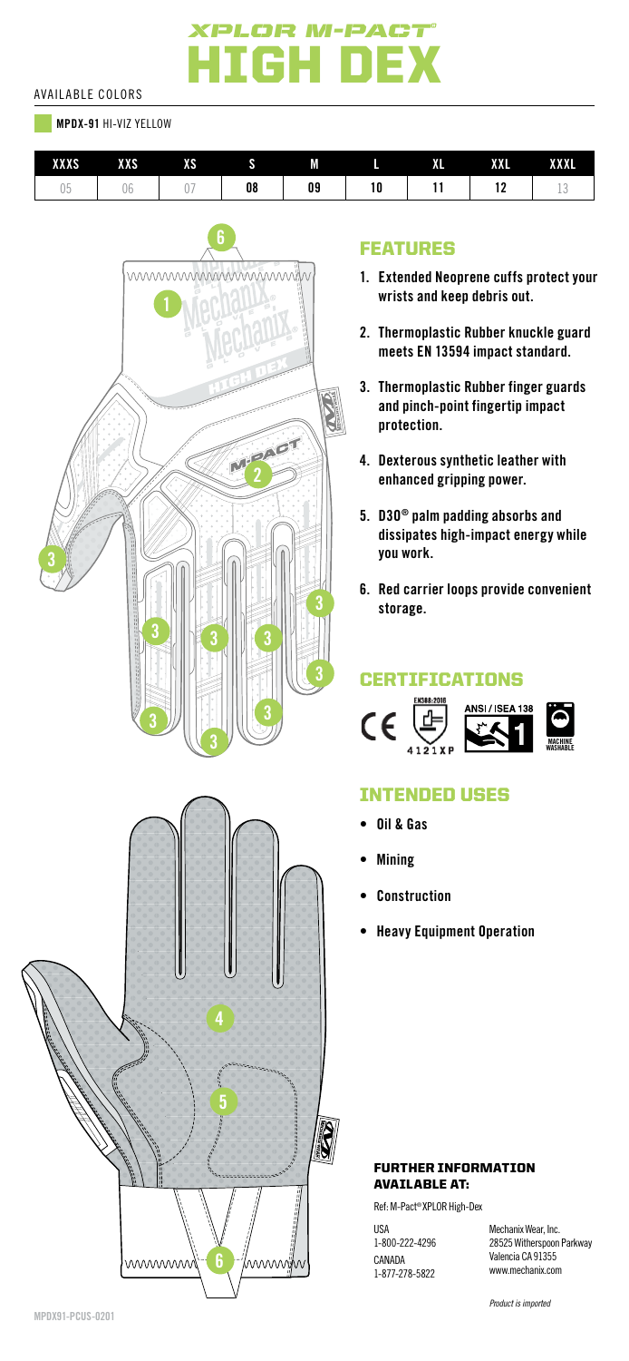# XPLOR M-PACT® HIGH DEX

AVAILABLE COLORS

**MPDX-91** HI-VIZ YELLOW

| XXXS | XXS | XS | S | M | L | XL | XXL | XXXL |
|---|---|---|---|---|---|---|---|---|
| 05 | 06 | 07 | 08 | 09 | 10 | 11 | 12 | 13 |

## FEATURES

1. **Extended Neoprene cuffs protect your wrists and keep debris out.**
2. **Thermoplastic Rubber knuckle guard meets EN 13594 impact standard.**
3. **Thermoplastic Rubber finger guards and pinch-point fingertip impact protection.**
4. **Dexterous synthetic leather with enhanced gripping power.**
5. **D3O® palm padding absorbs and dissipates high-impact energy while you work.**
6. **Red carrier loops provide convenient storage.**

## CERTIFICATIONS

CE

EN388:2016
4121XP

ANSI / ISEA 138
1

MACHINE WASHABLE

## INTENDED USES

- **Oil & Gas**
- **Mining**
- **Construction**
- **Heavy Equipment Operation**

### FURTHER INFORMATION AVAILABLE AT:

Ref: M-Pact® XPLOR High-Dex

USA
1-800-222-4296

CANADA
1-877-278-5822

Mechanix Wear, Inc.
28525 Witherspoon Parkway
Valencia CA 91355
www.mechanix.com

*Product is imported*

MPDX91-PCUS-0201